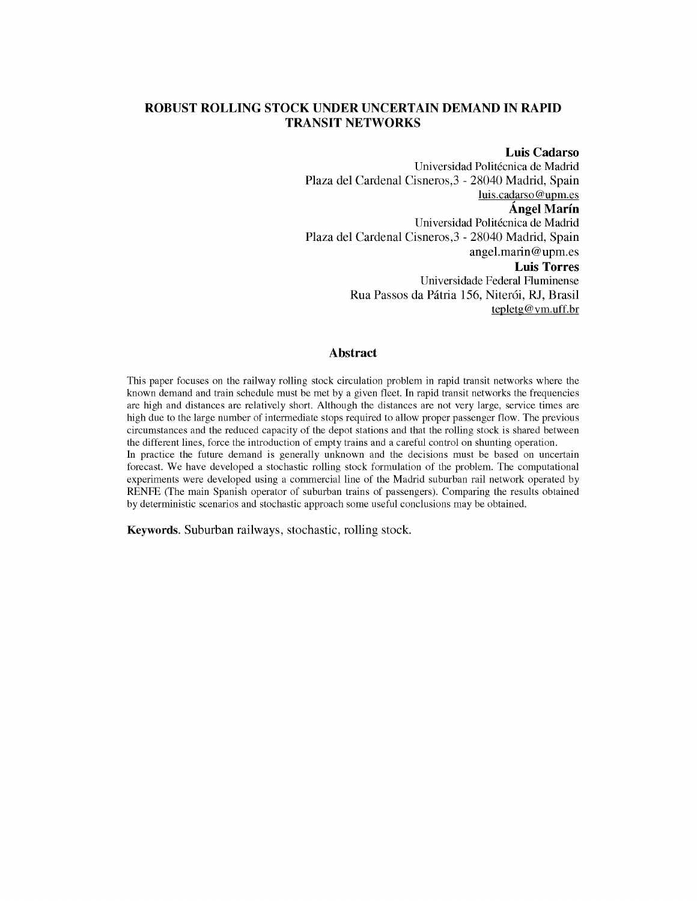# ROBUST ROLLING STOCK UNDER UNCERTAIN DEMAND IN RAPID TRANSIT NETWORKS

**Luis Cadarso**
Universidad Politécnica de Madrid
Plaza del Cardenal Cisneros,3 - 28040 Madrid, Spain
luis.cadarso@upm.es

**Ángel Marín**
Universidad Politécnica de Madrid
Plaza del Cardenal Cisneros,3 - 28040 Madrid, Spain
angel.marin@upm.es

**Luis Torres**
Universidade Federal Fluminense
Rua Passos da Pátria 156, Niterói, RJ, Brasil
tepletg@vm.uff.br

## Abstract

This paper focuses on the railway rolling stock circulation problem in rapid transit networks where the known demand and train schedule must be met by a given fleet. In rapid transit networks the frequencies are high and distances are relatively short. Although the distances are not very large, service times are high due to the large number of intermediate stops required to allow proper passenger flow. The previous circumstances and the reduced capacity of the depot stations and that the rolling stock is shared between the different lines, force the introduction of empty trains and a careful control on shunting operation.

In practice the future demand is generally unknown and the decisions must be based on uncertain forecast. We have developed a stochastic rolling stock formulation of the problem. The computational experiments were developed using a commercial line of the Madrid suburban rail network operated by RENFE (The main Spanish operator of suburban trains of passengers). Comparing the results obtained by deterministic scenarios and stochastic approach some useful conclusions may be obtained.

**Keywords**. Suburban railways, stochastic, rolling stock.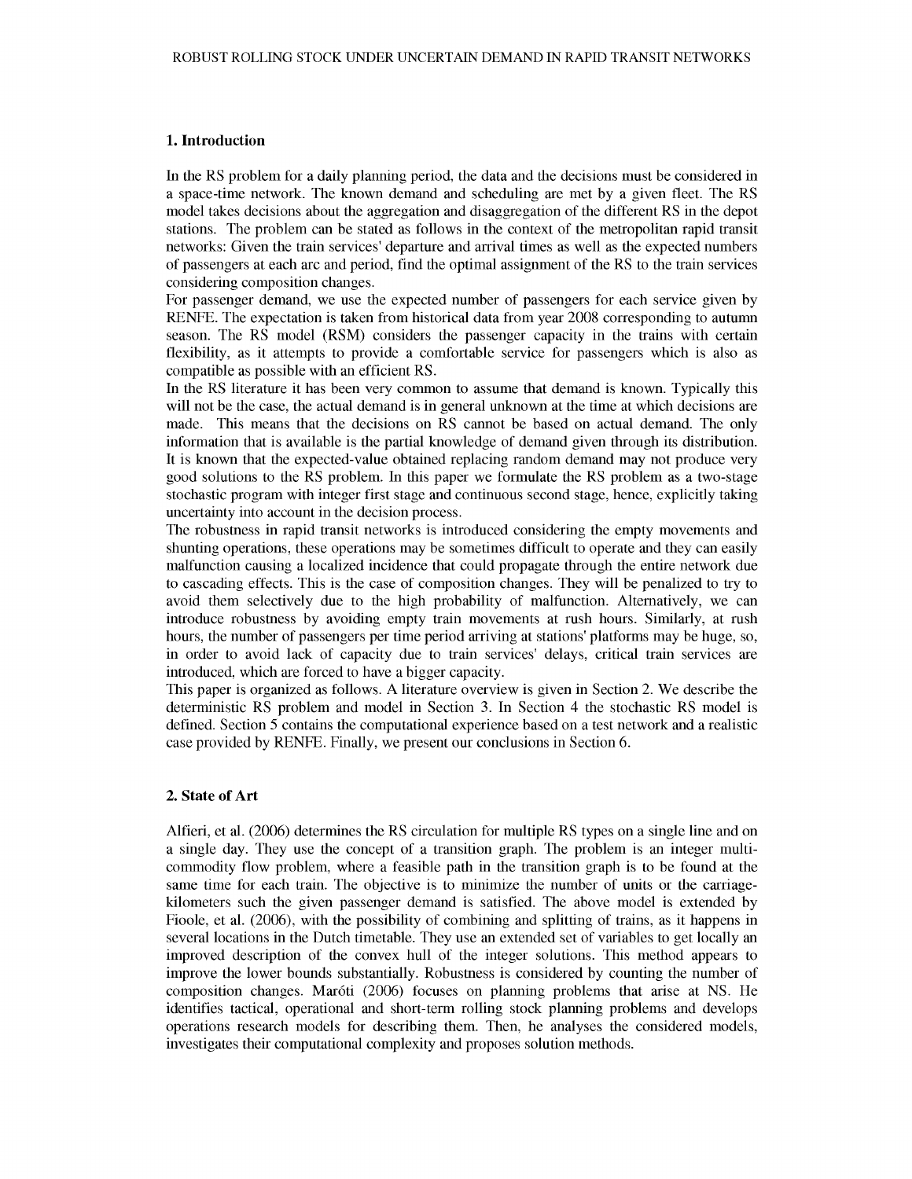## 1. Introduction

In the RS problem for a daily planning period, the data and the decisions must be considered in a space-time network. The known demand and scheduling are met by a given fleet. The RS model takes decisions about the aggregation and disaggregation of the different RS in the depot stations. The problem can be stated as follows in the context of the metropolitan rapid transit networks: Given the train services' departure and arrival times as well as the expected numbers of passengers at each arc and period, find the optimal assignment of the RS to the train services considering composition changes.

For passenger demand, we use the expected number of passengers for each service given by RENFE. The expectation is taken from historical data from year 2008 corresponding to autumn season. The RS model (RSM) considers the passenger capacity in the trains with certain flexibility, as it attempts to provide a comfortable service for passengers which is also as compatible as possible with an efficient RS.

In the RS literature it has been very common to assume that demand is known. Typically this will not be the case, the actual demand is in general unknown at the time at which decisions are made. This means that the decisions on RS cannot be based on actual demand. The only information that is available is the partial knowledge of demand given through its distribution. It is known that the expected-value obtained replacing random demand may not produce very good solutions to the RS problem. In this paper we formulate the RS problem as a two-stage stochastic program with integer first stage and continuous second stage, hence, explicitly taking uncertainty into account in the decision process.

The robustness in rapid transit networks is introduced considering the empty movements and shunting operations, these operations may be sometimes difficult to operate and they can easily malfunction causing a localized incidence that could propagate through the entire network due to cascading effects. This is the case of composition changes. They will be penalized to try to avoid them selectively due to the high probability of malfunction. Alternatively, we can introduce robustness by avoiding empty train movements at rush hours. Similarly, at rush hours, the number of passengers per time period arriving at stations' platforms may be huge, so, in order to avoid lack of capacity due to train services' delays, critical train services are introduced, which are forced to have a bigger capacity.

This paper is organized as follows. A literature overview is given in Section 2. We describe the deterministic RS problem and model in Section 3. In Section 4 the stochastic RS model is defined. Section 5 contains the computational experience based on a test network and a realistic case provided by RENFE. Finally, we present our conclusions in Section 6.

## 2. State of Art

Alfieri, et al. (2006) determines the RS circulation for multiple RS types on a single line and on a single day. They use the concept of a transition graph. The problem is an integer multi-commodity flow problem, where a feasible path in the transition graph is to be found at the same time for each train. The objective is to minimize the number of units or the carriage-kilometers such the given passenger demand is satisfied. The above model is extended by Fioole, et al. (2006), with the possibility of combining and splitting of trains, as it happens in several locations in the Dutch timetable. They use an extended set of variables to get locally an improved description of the convex hull of the integer solutions. This method appears to improve the lower bounds substantially. Robustness is considered by counting the number of composition changes. Maróti (2006) focuses on planning problems that arise at NS. He identifies tactical, operational and short-term rolling stock planning problems and develops operations research models for describing them. Then, he analyses the considered models, investigates their computational complexity and proposes solution methods.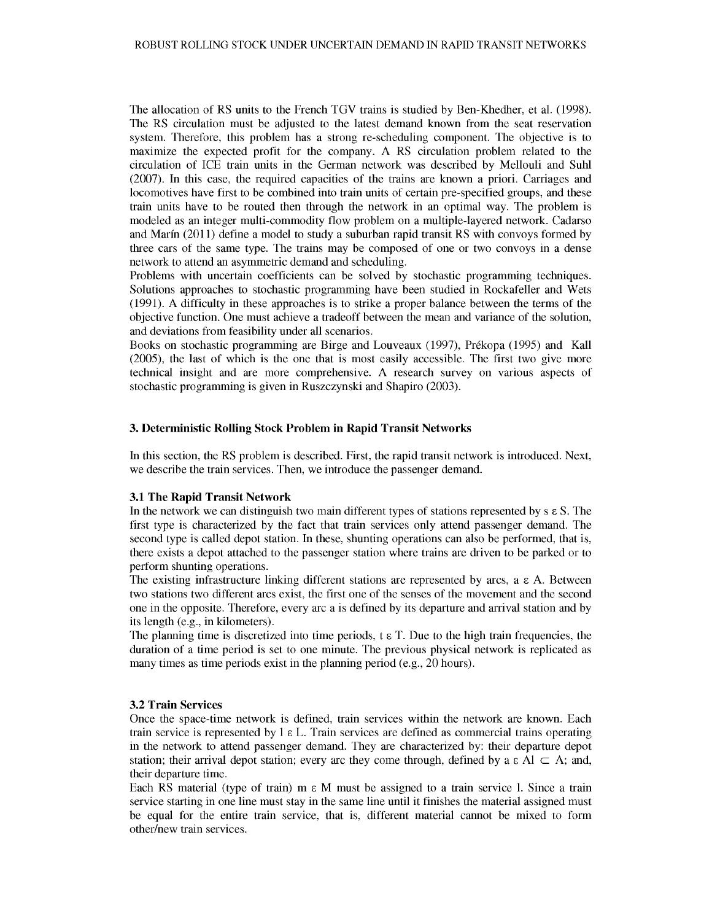The allocation of RS units to the French TGV trains is studied by Ben-Khedher, et al. (1998). The RS circulation must be adjusted to the latest demand known from the seat reservation system. Therefore, this problem has a strong re-scheduling component. The objective is to maximize the expected profit for the company. A RS circulation problem related to the circulation of ICE train units in the German network was described by Mellouli and Suhl (2007). In this case, the required capacities of the trains are known a priori. Carriages and locomotives have first to be combined into train units of certain pre-specified groups, and these train units have to be routed then through the network in an optimal way. The problem is modeled as an integer multi-commodity flow problem on a multiple-layered network. Cadarso and Marín (2011) define a model to study a suburban rapid transit RS with convoys formed by three cars of the same type. The trains may be composed of one or two convoys in a dense network to attend an asymmetric demand and scheduling.

Problems with uncertain coefficients can be solved by stochastic programming techniques. Solutions approaches to stochastic programming have been studied in Rockafeller and Wets (1991). A difficulty in these approaches is to strike a proper balance between the terms of the objective function. One must achieve a tradeoff between the mean and variance of the solution, and deviations from feasibility under all scenarios.

Books on stochastic programming are Birge and Louveaux (1997), Prékopa (1995) and Kall (2005), the last of which is the one that is most easily accessible. The first two give more technical insight and are more comprehensive. A research survey on various aspects of stochastic programming is given in Ruszczynski and Shapiro (2003).

## 3. Deterministic Rolling Stock Problem in Rapid Transit Networks

In this section, the RS problem is described. First, the rapid transit network is introduced. Next, we describe the train services. Then, we introduce the passenger demand.

### 3.1 The Rapid Transit Network

In the network we can distinguish two main different types of stations represented by $s \in S$. The first type is characterized by the fact that train services only attend passenger demand. The second type is called depot station. In these, shunting operations can also be performed, that is, there exists a depot attached to the passenger station where trains are driven to be parked or to perform shunting operations.

The existing infrastructure linking different stations are represented by arcs, $a \in A$. Between two stations two different arcs exist, the first one of the senses of the movement and the second one in the opposite. Therefore, every arc a is defined by its departure and arrival station and by its length (e.g., in kilometers).

The planning time is discretized into time periods, $t \in T$. Due to the high train frequencies, the duration of a time period is set to one minute. The previous physical network is replicated as many times as time periods exist in the planning period (e.g., 20 hours).

### 3.2 Train Services

Once the space-time network is defined, train services within the network are known. Each train service is represented by $l \in L$. Train services are defined as commercial trains operating in the network to attend passenger demand. They are characterized by: their departure depot station; their arrival depot station; every arc they come through, defined by $a \in Al \subset A$; and, their departure time.

Each RS material (type of train) $m \in M$ must be assigned to a train service l. Since a train service starting in one line must stay in the same line until it finishes the material assigned must be equal for the entire train service, that is, different material cannot be mixed to form other/new train services.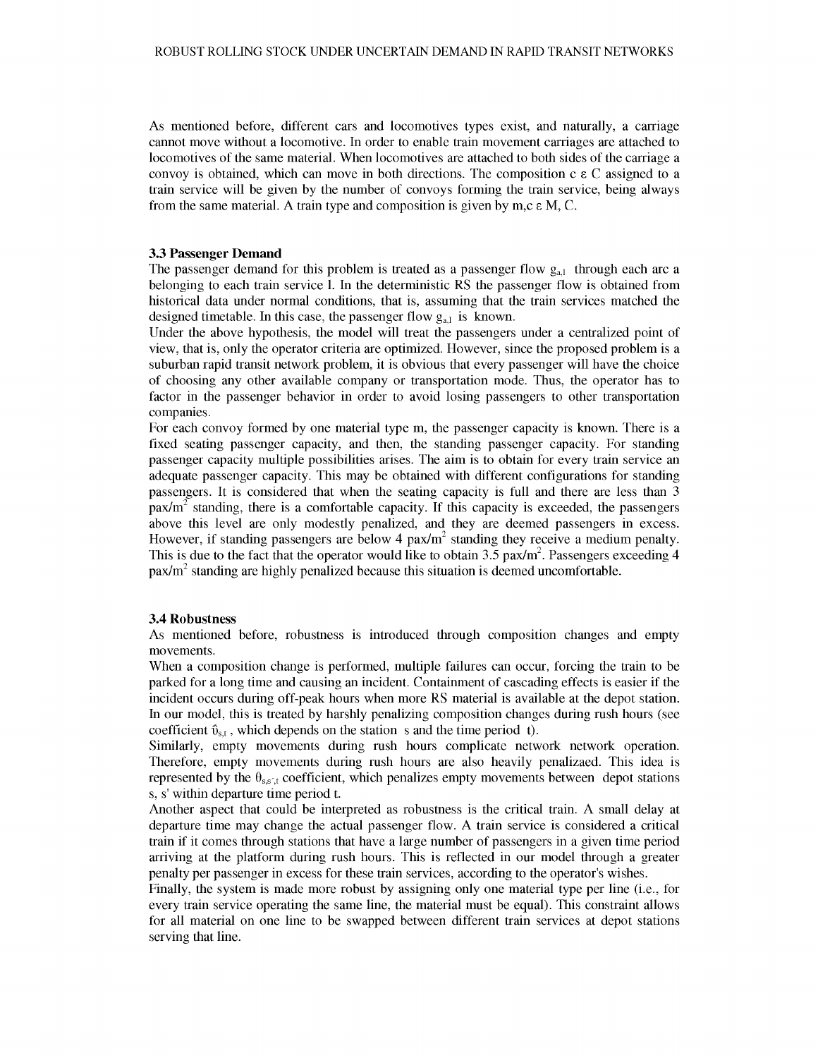As mentioned before, different cars and locomotives types exist, and naturally, a carriage cannot move without a locomotive. In order to enable train movement carriages are attached to locomotives of the same material. When locomotives are attached to both sides of the carriage a convoy is obtained, which can move in both directions. The composition $c \in C$ assigned to a train service will be given by the number of convoys forming the train service, being always from the same material. A train type and composition is given by $m,c \in M, C$.

### 3.3 Passenger Demand

The passenger demand for this problem is treated as a passenger flow $g_{a,l}$ through each arc a belonging to each train service l. In the deterministic RS the passenger flow is obtained from historical data under normal conditions, that is, assuming that the train services matched the designed timetable. In this case, the passenger flow $g_{a,l}$ is known.

Under the above hypothesis, the model will treat the passengers under a centralized point of view, that is, only the operator criteria are optimized. However, since the proposed problem is a suburban rapid transit network problem, it is obvious that every passenger will have the choice of choosing any other available company or transportation mode. Thus, the operator has to factor in the passenger behavior in order to avoid losing passengers to other transportation companies.

For each convoy formed by one material type m, the passenger capacity is known. There is a fixed seating passenger capacity, and then, the standing passenger capacity. For standing passenger capacity multiple possibilities arises. The aim is to obtain for every train service an adequate passenger capacity. This may be obtained with different configurations for standing passengers. It is considered that when the seating capacity is full and there are less than 3 $pax/m^2$ standing, there is a comfortable capacity. If this capacity is exceeded, the passengers above this level are only modestly penalized, and they are deemed passengers in excess. However, if standing passengers are below 4 $pax/m^2$ standing they receive a medium penalty. This is due to the fact that the operator would like to obtain 3.5 $pax/m^2$. Passengers exceeding 4 $pax/m^2$ standing are highly penalized because this situation is deemed uncomfortable.

### 3.4 Robustness

As mentioned before, robustness is introduced through composition changes and empty movements.

When a composition change is performed, multiple failures can occur, forcing the train to be parked for a long time and causing an incident. Containment of cascading effects is easier if the incident occurs during off-peak hours when more RS material is available at the depot station. In our model, this is treated by harshly penalizing composition changes during rush hours (see coefficient $\hat{\upsilon}_{s,t}$, which depends on the station s and the time period t).

Similarly, empty movements during rush hours complicate network network operation. Therefore, empty movements during rush hours are also heavily penalizaed. This idea is represented by the $\theta_{s,s',t}$ coefficient, which penalizes empty movements between depot stations s, s' within departure time period t.

Another aspect that could be interpreted as robustness is the critical train. A small delay at departure time may change the actual passenger flow. A train service is considered a critical train if it comes through stations that have a large number of passengers in a given time period arriving at the platform during rush hours. This is reflected in our model through a greater penalty per passenger in excess for these train services, according to the operator's wishes.

Finally, the system is made more robust by assigning only one material type per line (i.e., for every train service operating the same line, the material must be equal). This constraint allows for all material on one line to be swapped between different train services at depot stations serving that line.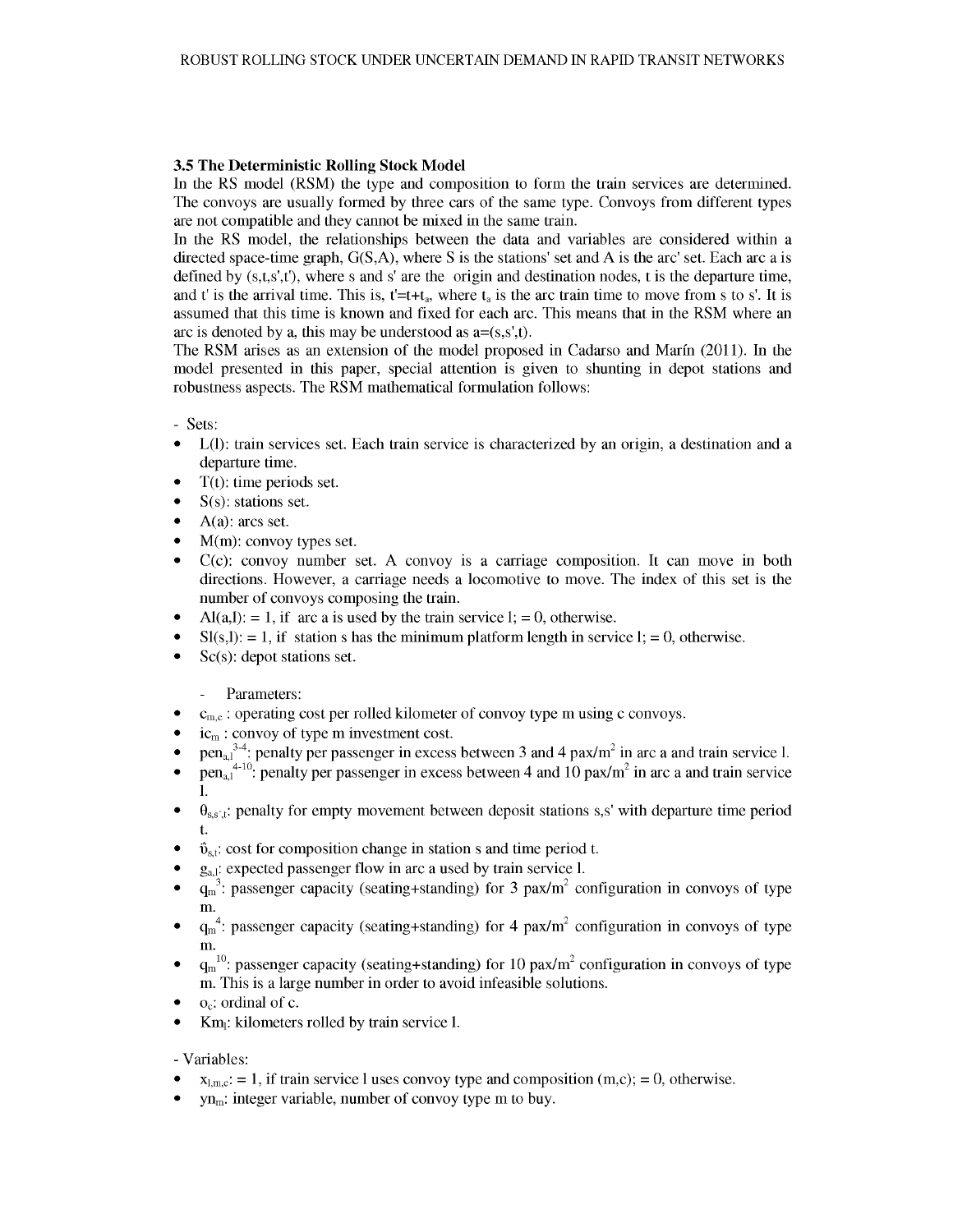### 3.5 The Deterministic Rolling Stock Model

In the RS model (RSM) the type and composition to form the train services are determined. The convoys are usually formed by three cars of the same type. Convoys from different types are not compatible and they cannot be mixed in the same train.

In the RS model, the relationships between the data and variables are considered within a directed space-time graph, G(S,A), where S is the stations' set and A is the arc' set. Each arc a is defined by (s,t,s',t'), where s and s' are the origin and destination nodes, t is the departure time, and t' is the arrival time. This is, $t'=t+t_a$, where $t_a$ is the arc train time to move from s to s'. It is assumed that this time is known and fixed for each arc. This means that in the RSM where an arc is denoted by a, this may be understood as a=(s,s',t).

The RSM arises as an extension of the model proposed in Cadarso and Marín (2011). In the model presented in this paper, special attention is given to shunting in depot stations and robustness aspects. The RSM mathematical formulation follows:

- Sets:

- L(l): train services set. Each train service is characterized by an origin, a destination and a departure time.
- T(t): time periods set.
- S(s): stations set.
- A(a): arcs set.
- M(m): convoy types set.
- C(c): convoy number set. A convoy is a carriage composition. It can move in both directions. However, a carriage needs a locomotive to move. The index of this set is the number of convoys composing the train.
- Al(a,l): = 1, if arc a is used by the train service l; = 0, otherwise.
- Sl(s,l): = 1, if station s has the minimum platform length in service l; = 0, otherwise.
- Sc(s): depot stations set.

- Parameters:

- $c_{m,c}$ : operating cost per rolled kilometer of convoy type m using c convoys.
- $ic_m$ : convoy of type m investment cost.
- $pen_{a,l}^{3\text{-}4}$: penalty per passenger in excess between 3 and 4 pax/m$^2$ in arc a and train service l.
- $pen_{a,l}^{4\text{-}10}$: penalty per passenger in excess between 4 and 10 pax/m$^2$ in arc a and train service l.
- $\theta_{s,s',t}$: penalty for empty movement between deposit stations s,s' with departure time period t.
- $\hat{\upsilon}_{s,t}$: cost for composition change in station s and time period t.
- $g_{a,l}$: expected passenger flow in arc a used by train service l.
- $q_m^3$: passenger capacity (seating+standing) for 3 pax/m$^2$ configuration in convoys of type m.
- $q_m^4$: passenger capacity (seating+standing) for 4 pax/m$^2$ configuration in convoys of type m.
- $q_m^{10}$: passenger capacity (seating+standing) for 10 pax/m$^2$ configuration in convoys of type m. This is a large number in order to avoid infeasible solutions.
- $o_c$: ordinal of c.
- $Km_l$: kilometers rolled by train service l.

- Variables:

- $x_{l,m,c}$: = 1, if train service l uses convoy type and composition (m,c); = 0, otherwise.
- $yn_m$: integer variable, number of convoy type m to buy.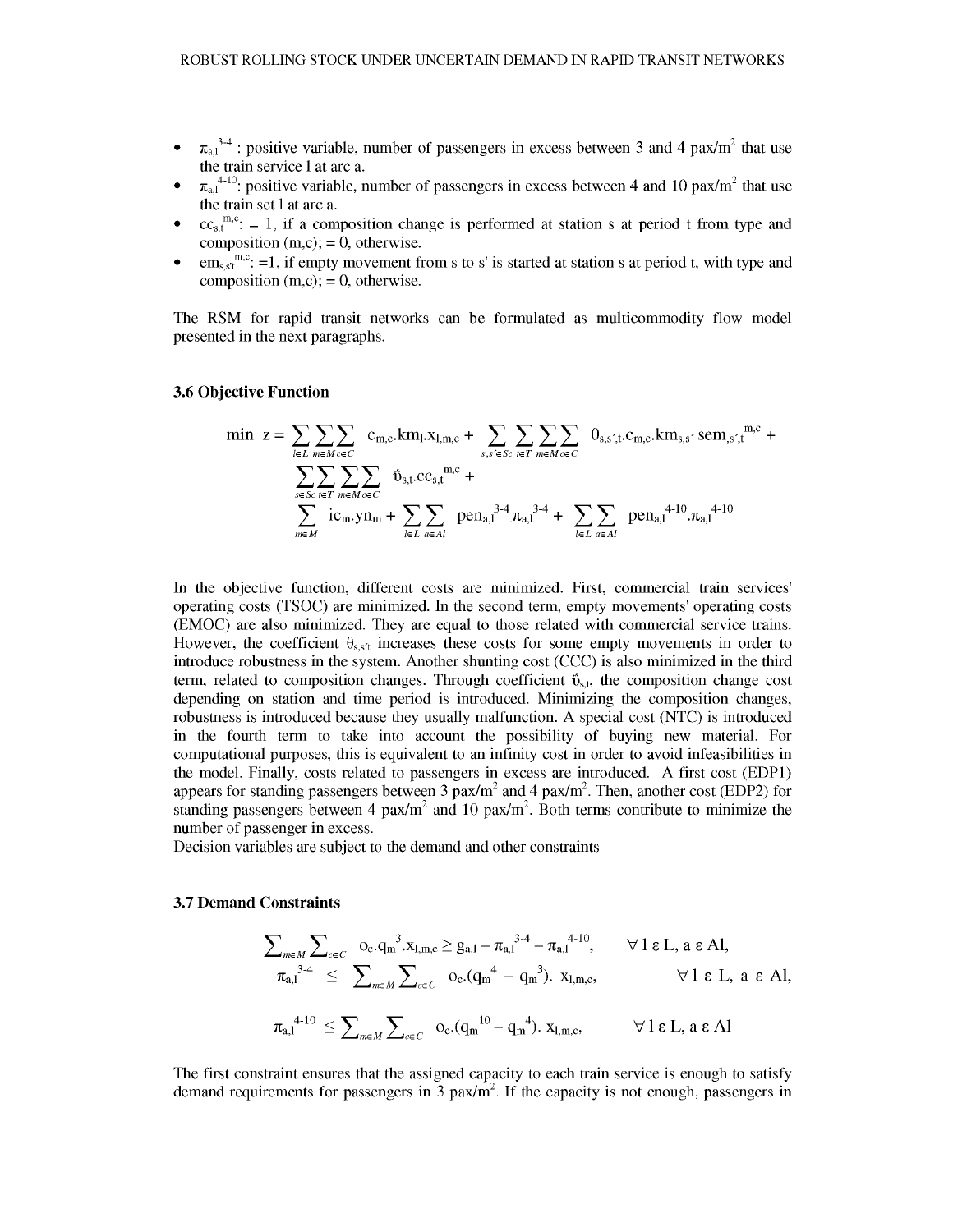- $\pi_{a,l}^{3\text{-}4}$ : positive variable, number of passengers in excess between 3 and 4 pax/m$^2$ that use the train service l at arc a.
- $\pi_{a,l}^{4\text{-}10}$: positive variable, number of passengers in excess between 4 and 10 pax/m$^2$ that use the train set l at arc a.
- $cc_{s,t}^{m,c}$: = 1, if a composition change is performed at station s at period t from type and composition (m,c); = 0, otherwise.
- $em_{s,s't}^{m,c}$: =1, if empty movement from s to s' is started at station s at period t, with type and composition (m,c); = 0, otherwise.

The RSM for rapid transit networks can be formulated as multicommodity flow model presented in the next paragraphs.

### 3.6 Objective Function

$$
\begin{aligned}
\min\ z = & \sum_{l\in L}\sum_{m\in M}\sum_{c\in C} c_{m,c}.km_l.x_{l,m,c} + \sum_{s,s'\in Sc}\sum_{t\in T}\sum_{m\in M}\sum_{c\in C} \theta_{s,s',t}.c_{m,c}.km_{s,s'}\ sem_{s,s',t}^{m,c} + \\
& \sum_{s\in Sc}\sum_{t\in T}\sum_{m\in M}\sum_{c\in C} \vartheta_{s,t}.cc_{s,t}^{m,c} + \\
& \sum_{m\in M} ic_m.yn_m + \sum_{l\in L}\sum_{a\in Al} pen_{a,l}^{3\text{-}4}.\pi_{a,l}^{3\text{-}4} + \sum_{l\in L}\sum_{a\in Al} pen_{a,l}^{4\text{-}10}.\pi_{a,l}^{4\text{-}10}
\end{aligned}
$$

In the objective function, different costs are minimized. First, commercial train services' operating costs (TSOC) are minimized. In the second term, empty movements' operating costs (EMOC) are also minimized. They are equal to those related with commercial service trains. However, the coefficient $\theta_{s,s't}$ increases these costs for some empty movements in order to introduce robustness in the system. Another shunting cost (CCC) is also minimized in the third term, related to composition changes. Through coefficient $\vartheta_{s,t}$, the composition change cost depending on station and time period is introduced. Minimizing the composition changes, robustness is introduced because they usually malfunction. A special cost (NTC) is introduced in the fourth term to take into account the possibility of buying new material. For computational purposes, this is equivalent to an infinity cost in order to avoid infeasibilities in the model. Finally, costs related to passengers in excess are introduced. A first cost (EDP1) appears for standing passengers between 3 pax/m$^2$ and 4 pax/m$^2$. Then, another cost (EDP2) for standing passengers between 4 pax/m$^2$ and 10 pax/m$^2$. Both terms contribute to minimize the number of passenger in excess.
Decision variables are subject to the demand and other constraints

### 3.7 Demand Constraints

$$
\sum_{m\in M}\sum_{c\in C} o_c.q_m^{3}.x_{l,m,c} \geq g_{a,l} - \pi_{a,l}^{3\text{-}4} - \pi_{a,l}^{4\text{-}10}, \qquad \forall\, l \in L,\ a \in Al,
$$

$$
\pi_{a,l}^{3\text{-}4} \leq \sum_{m\in M}\sum_{c\in C} o_c.(q_m^{4} - q_m^{3}).\ x_{l,m,c}, \qquad \forall\, l \in L,\ a \in Al,
$$

$$
\pi_{a,l}^{4\text{-}10} \leq \sum_{m\in M}\sum_{c\in C} o_c.(q_m^{10} - q_m^{4}).\ x_{l,m,c}, \qquad \forall\, l \in L,\ a \in Al
$$

The first constraint ensures that the assigned capacity to each train service is enough to satisfy demand requirements for passengers in 3 pax/m$^2$. If the capacity is not enough, passengers in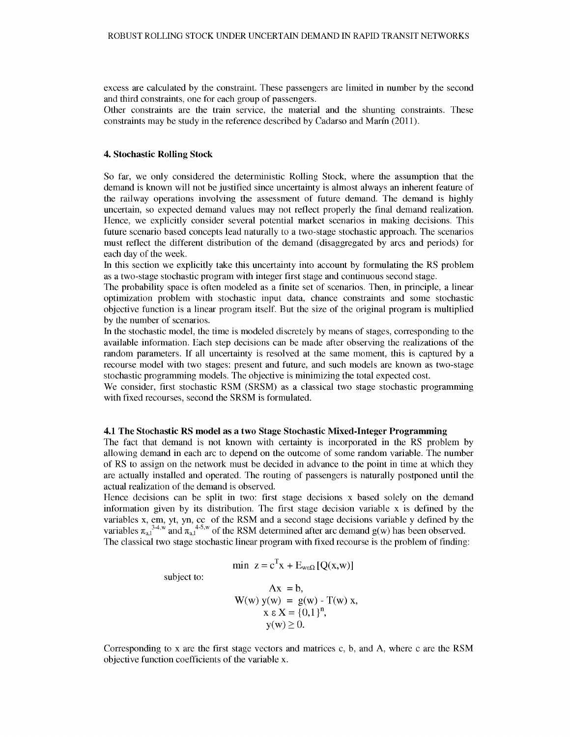excess are calculated by the constraint. These passengers are limited in number by the second and third constraints, one for each group of passengers.

Other constraints are the train service, the material and the shunting constraints. These constraints may be study in the reference described by Cadarso and Marín (2011).

## 4. Stochastic Rolling Stock

So far, we only considered the deterministic Rolling Stock, where the assumption that the demand is known will not be justified since uncertainty is almost always an inherent feature of the railway operations involving the assessment of future demand. The demand is highly uncertain, so expected demand values may not reflect properly the final demand realization. Hence, we explicitly consider several potential market scenarios in making decisions. This future scenario based concepts lead naturally to a two-stage stochastic approach. The scenarios must reflect the different distribution of the demand (disaggregated by arcs and periods) for each day of the week.

In this section we explicitly take this uncertainty into account by formulating the RS problem as a two-stage stochastic program with integer first stage and continuous second stage.

The probability space is often modeled as a finite set of scenarios. Then, in principle, a linear optimization problem with stochastic input data, chance constraints and some stochastic objective function is a linear program itself. But the size of the original program is multiplied by the number of scenarios.

In the stochastic model, the time is modeled discretely by means of stages, corresponding to the available information. Each step decisions can be made after observing the realizations of the random parameters. If all uncertainty is resolved at the same moment, this is captured by a recourse model with two stages: present and future, and such models are known as two-stage stochastic programming models. The objective is minimizing the total expected cost.

We consider, first stochastic RSM (SRSM) as a classical two stage stochastic programming with fixed recourses, second the SRSM is formulated.

### 4.1 The Stochastic RS model as a two Stage Stochastic Mixed-Integer Programming

The fact that demand is not known with certainty is incorporated in the RS problem by allowing demand in each arc to depend on the outcome of some random variable. The number of RS to assign on the network must be decided in advance to the point in time at which they are actually installed and operated. The routing of passengers is naturally postponed until the actual realization of the demand is observed.

Hence decisions can be split in two: first stage decisions x based solely on the demand information given by its distribution. The first stage decision variable x is defined by the variables x, em, yt, yn, cc of the RSM and a second stage decisions variable y defined by the variables $\pi_{a,l}^{3\text{-}4,w}$ and $\pi_{a,l}^{4\text{-}5,w}$ of the RSM determined after arc demand g(w) has been observed.

The classical two stage stochastic linear program with fixed recourse is the problem of finding:

$$\min \; z = c^T x + E_{w \in \Omega}[Q(x,w)]$$

subject to:

$$Ax = b,$$
$$W(w)\, y(w) = g(w) - T(w)\, x,$$
$$x \in X = \{0,1\}^n,$$
$$y(w) \geq 0.$$

Corresponding to x are the first stage vectors and matrices c, b, and A, where c are the RSM objective function coefficients of the variable x.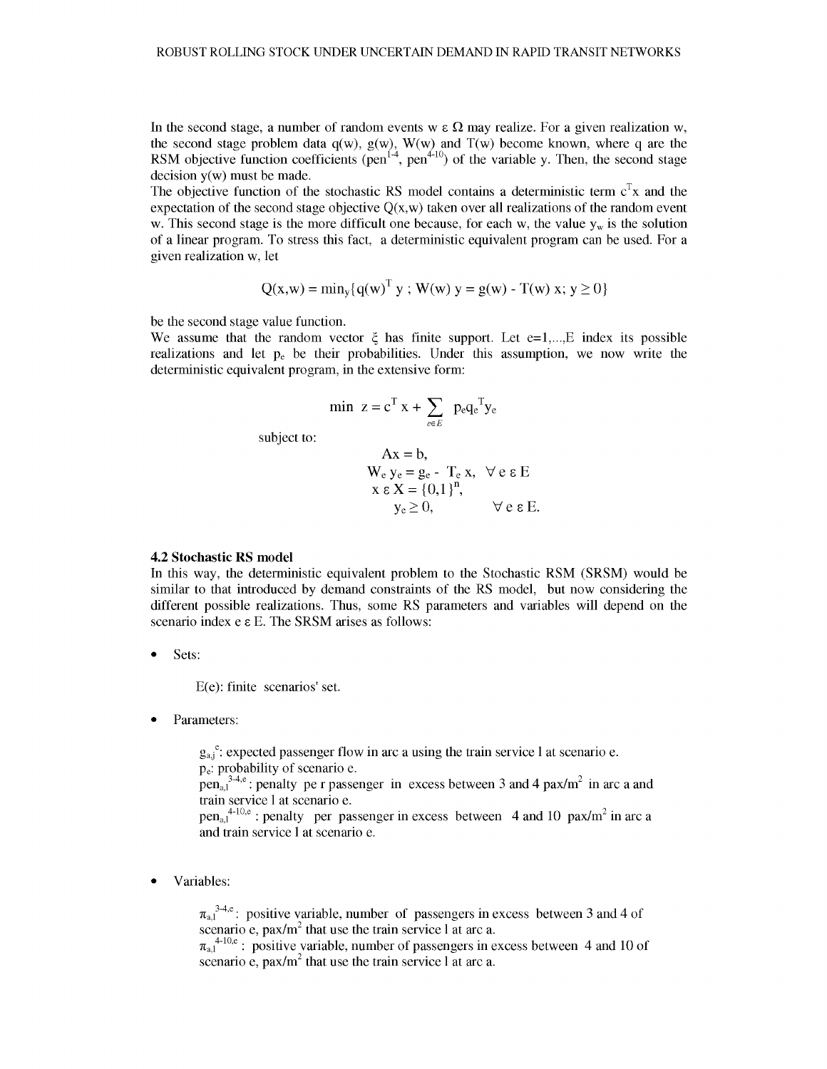In the second stage, a number of random events $w \in \Omega$ may realize. For a given realization w, the second stage problem data q(w), g(w), W(w) and T(w) become known, where q are the RSM objective function coefficients ($pen^{1-4}$, $pen^{4-10}$) of the variable y. Then, the second stage decision y(w) must be made.

The objective function of the stochastic RS model contains a deterministic term $c^T x$ and the expectation of the second stage objective Q(x,w) taken over all realizations of the random event w. This second stage is the more difficult one because, for each w, the value $y_w$ is the solution of a linear program. To stress this fact, a deterministic equivalent program can be used. For a given realization w, let

$$Q(x,w) = \min_y \{q(w)^T y \; ; \; W(w)\, y = g(w) - T(w)\, x; \; y \geq 0\}$$

be the second stage value function.

We assume that the random vector $\xi$ has finite support. Let e=1,...,E index its possible realizations and let $p_e$ be their probabilities. Under this assumption, we now write the deterministic equivalent program, in the extensive form:

$$\min \; z = c^T x + \sum_{e \in E} p_e q_e^T y_e$$

subject to:

$$Ax = b,$$
$$W_e\, y_e = g_e - T_e\, x, \quad \forall e \in E$$
$$x \in X = \{0,1\}^n,$$
$$y_e \geq 0, \qquad \forall e \in E.$$

### 4.2 Stochastic RS model

In this way, the deterministic equivalent problem to the Stochastic RSM (SRSM) would be similar to that introduced by demand constraints of the RS model, but now considering the different possible realizations. Thus, some RS parameters and variables will depend on the scenario index $e \in E$. The SRSM arises as follows:

- Sets:

  E(e): finite scenarios' set.

- Parameters:

  $g_{a,j}^{e}$: expected passenger flow in arc a using the train service l at scenario e.
  $p_e$: probability of scenario e.
  $pen_{a,l}^{3\text{-}4,e}$: penalty pe r passenger in excess between 3 and 4 pax/m$^2$ in arc a and train service l at scenario e.
  $pen_{a,l}^{4\text{-}10,e}$: penalty per passenger in excess between 4 and 10 pax/m$^2$ in arc a and train service l at scenario e.

- Variables:

  $\pi_{a,l}^{3\text{-}4,e}$: positive variable, number of passengers in excess between 3 and 4 of scenario e, pax/m$^2$ that use the train service l at arc a.
  $\pi_{a,l}^{4\text{-}10,e}$: positive variable, number of passengers in excess between 4 and 10 of scenario e, pax/m$^2$ that use the train service l at arc a.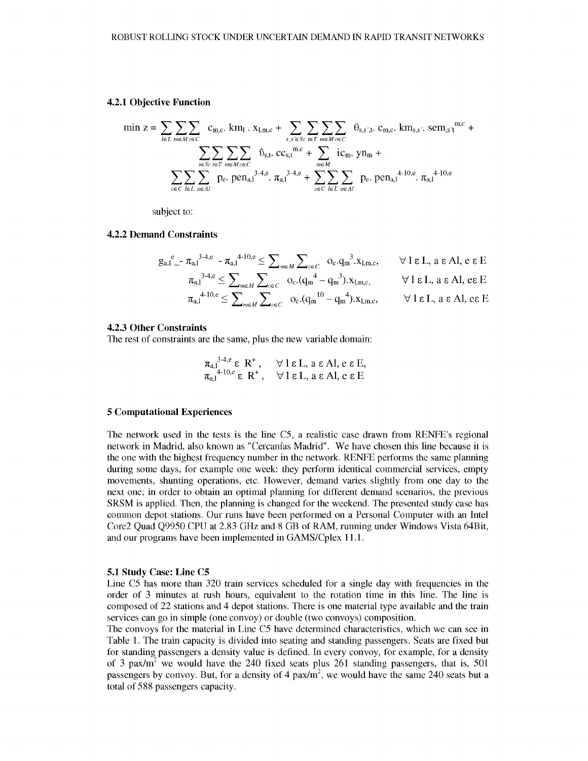### 4.2.1 Objective Function

$$
\min z = \sum_{l\in L}\sum_{m\in M}\sum_{c\in C} c_{m,c}.\ km_l\ .\ x_{l,m,c} + \sum_{s,s'\in Sc}\sum_{t\in T}\sum_{m\in M}\sum_{c\in C} \theta_{s,s',t}.\ c_{m,c}.\ km_{s,s'}.\ sem_{,s't}^{m,c} +
$$

$$
\sum_{s\in Sc}\sum_{t\in T}\sum_{m\in M}\sum_{c\in C} \vartheta_{s,t}.\ cc_{s,t}^{m,c} + \sum_{m\in M} ic_m.\ yn_m +
$$

$$
\sum_{c\in C}\sum_{l\in L}\sum_{a\in Al} p_e.\ pen_{a,l}^{3\text{-}4,e}.\ \pi_{a,l}^{3\text{-}4,e} + \sum_{c\in C}\sum_{l\in L}\sum_{a\in Al} p_e.\ pen_{a,l}^{4\text{-}10,e}.\ \pi_{a,l}^{4\text{-}10,e}
$$

subject to:

### 4.2.2 Demand Constraints

$$
g_{a,l}^{e} - \pi_{a,l}^{3\text{-}4,e} - \pi_{a,l}^{4\text{-}10,e} \leq \sum_{m\in M}\sum_{c\in C} o_c.q_m^{3}.x_{l,m,c}, \qquad \forall\ l \in L,\ a \in Al,\ e \in E
$$

$$
\pi_{a,l}^{3\text{-}4,e} \leq \sum_{m\in M}\sum_{c\in C} o_c.(q_m^{4} - q_m^{3}).x_{l,m,c}, \qquad \forall\ l \in L,\ a \in Al,\ e \in E
$$

$$
\pi_{a,l}^{4\text{-}10,e} \leq \sum_{m\in M}\sum_{c\in C} o_c.(q_m^{10} - q_m^{4}).x_{l,m,c}, \qquad \forall\ l \in L,\ a \in Al,\ e \in E
$$

### 4.2.3 Other Constraints

The rest of constraints are the same, plus the new variable domain:

$$
\pi_{a,l}^{3\text{-}4,e} \in R^{+}, \qquad \forall\ l \in L,\ a \in Al,\ e \in E,
$$

$$
\pi_{a,l}^{4\text{-}10,e} \in R^{+}, \qquad \forall\ l \in L,\ a \in Al,\ e \in E
$$

## 5 Computational Experiences

The network used in the tests is the line C5, a realistic case drawn from RENFE's regional network in Madrid, also known as "Cercanías Madrid". We have chosen this line because it is the one with the highest frequency number in the network. RENFE performs the same planning during some days, for example one week: they perform identical commercial services, empty movements, shunting operations, etc. However, demand varies slightly from one day to the next one; in order to obtain an optimal planning for different demand scenarios, the previous SRSM is applied. Then, the planning is changed for the weekend. The presented study case has common depot stations. Our runs have been performed on a Personal Computer with an Intel Core2 Quad Q9950 CPU at 2.83 GHz and 8 GB of RAM, running under Windows Vista 64Bit, and our programs have been implemented in GAMS/Cplex 11.1.

### 5.1 Study Case: Line C5

Line C5 has more than 320 train services scheduled for a single day with frequencies in the order of 3 minutes at rush hours, equivalent to the rotation time in this line. The line is composed of 22 stations and 4 depot stations. There is one material type available and the train services can go in simple (one convoy) or double (two convoys) composition.

The convoys for the material in Line C5 have determined characteristics, which we can see in Table 1. The train capacity is divided into seating and standing passengers. Seats are fixed but for standing passengers a density value is defined. In every convoy, for example, for a density of 3 pax/m$^2$ we would have the 240 fixed seats plus 261 standing passengers, that is, 501 passengers by convoy. But, for a density of 4 pax/m$^2$, we would have the same 240 seats but a total of 588 passengers capacity.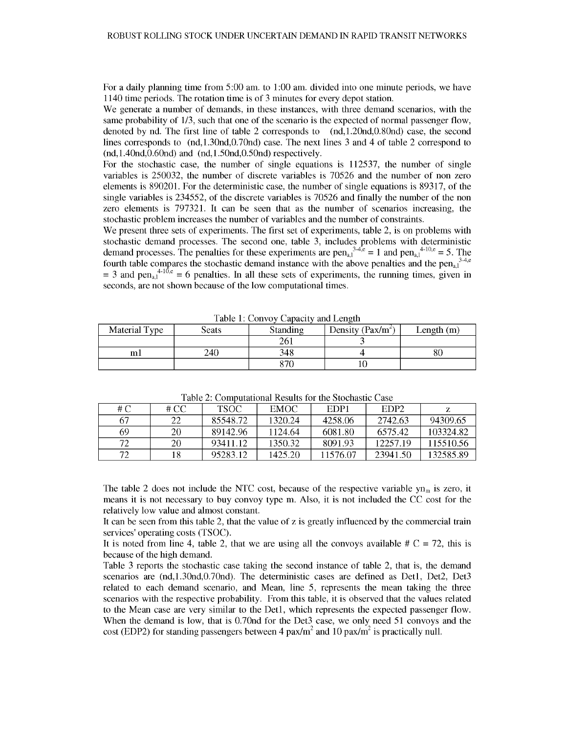For a daily planning time from 5:00 am. to 1:00 am. divided into one minute periods, we have 1140 time periods. The rotation time is of 3 minutes for every depot station.

We generate a number of demands, in these instances, with three demand scenarios, with the same probability of 1/3, such that one of the scenario is the expected of normal passenger flow, denoted by nd. The first line of table 2 corresponds to (nd,1.20nd,0.80nd) case, the second lines corresponds to (nd,1.30nd,0.70nd) case. The next lines 3 and 4 of table 2 correspond to (nd,1.40nd,0.60nd) and (nd,1.50nd,0.50nd) respectively.

For the stochastic case, the number of single equations is 112537, the number of single variables is 250032, the number of discrete variables is 70526 and the number of non zero elements is 890201. For the deterministic case, the number of single equations is 89317, of the single variables is 234552, of the discrete variables is 70526 and finally the number of the non zero elements is 797321. It can be seen that as the number of scenarios increasing, the stochastic problem increases the number of variables and the number of constraints.

We present three sets of experiments. The first set of experiments, table 2, is on problems with stochastic demand processes. The second one, table 3, includes problems with deterministic demand processes. The penalties for these experiments are $pen_{a,l}^{3\text{-}4,e} = 1$ and $pen_{a,l}^{4\text{-}10,e} = 5$. The fourth table compares the stochastic demand instance with the above penalties and the $pen_{a,l}^{3\text{-}4,e} = 3$ and $pen_{a,l}^{4\text{-}10,e} = 6$ penalties. In all these sets of experiments, the running times, given in seconds, are not shown because of the low computational times.

Table 1: Convoy Capacity and Length

| Material Type | Seats | Standing | Density (Pax/m$^2$) | Length (m) |
|---|---|---|---|---|
| | | 261 | 3 | |
| m1 | 240 | 348 | 4 | 80 |
| | | 870 | 10 | |

Table 2: Computational Results for the Stochastic Case

| # C | # CC | TSOC | EMOC | EDP1 | EDP2 | z |
|---|---|---|---|---|---|---|
| 67 | 22 | 85548.72 | 1320.24 | 4258.06 | 2742.63 | 94309.65 |
| 69 | 20 | 89142.96 | 1124.64 | 6081.80 | 6575.42 | 103324.82 |
| 72 | 20 | 93411.12 | 1350.32 | 8091.93 | 12257.19 | 115510.56 |
| 72 | 18 | 95283.12 | 1425.20 | 11576.07 | 23941.50 | 132585.89 |

The table 2 does not include the NTC cost, because of the respective variable $yn_m$ is zero, it means it is not necessary to buy convoy type m. Also, it is not included the CC cost for the relatively low value and almost constant.

It can be seen from this table 2, that the value of z is greatly influenced by the commercial train services' operating costs (TSOC).

It is noted from line 4, table 2, that we are using all the convoys available # C = 72, this is because of the high demand.

Table 3 reports the stochastic case taking the second instance of table 2, that is, the demand scenarios are (nd,1.30nd,0.70nd). The deterministic cases are defined as Det1, Det2, Det3 related to each demand scenario, and Mean, line 5, represents the mean taking the three scenarios with the respective probability. From this table, it is observed that the values related to the Mean case are very similar to the Det1, which represents the expected passenger flow. When the demand is low, that is 0.70nd for the Det3 case, we only need 51 convoys and the cost (EDP2) for standing passengers between 4 pax/m$^2$ and 10 pax/m$^2$ is practically null.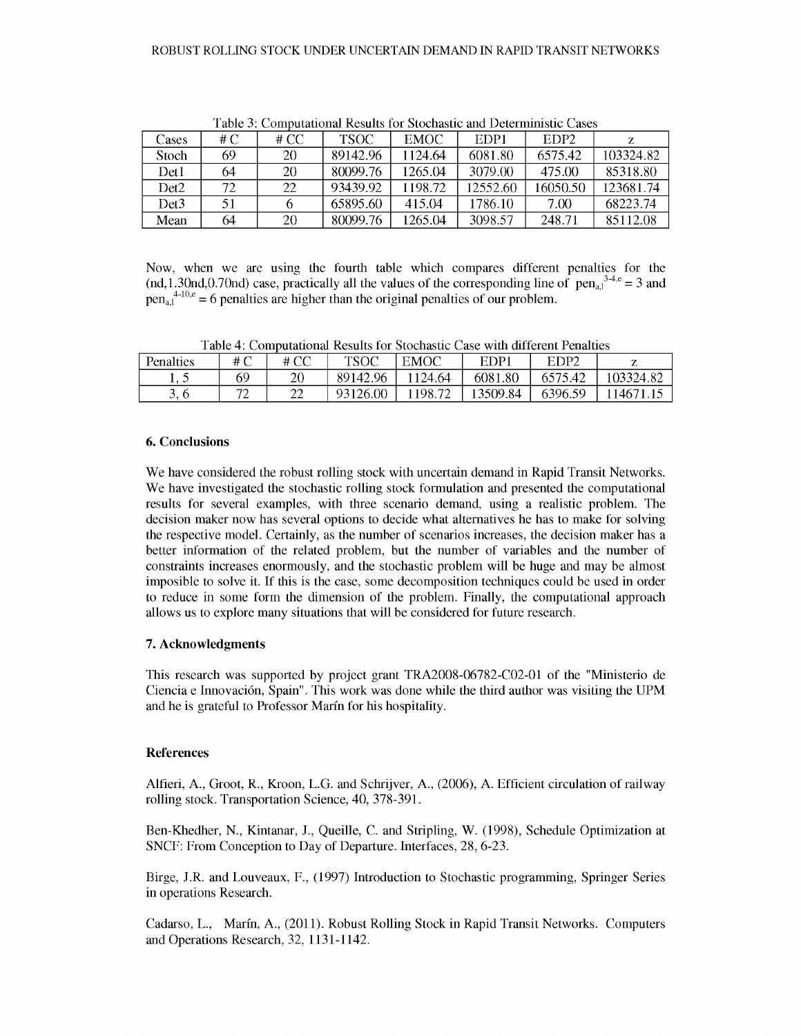Table 3: Computational Results for Stochastic and Deterministic Cases

| Cases | # C | # CC | TSOC | EMOC | EDP1 | EDP2 | z |
|---|---|---|---|---|---|---|---|
| Stoch | 69 | 20 | 89142.96 | 1124.64 | 6081.80 | 6575.42 | 103324.82 |
| Det1 | 64 | 20 | 80099.76 | 1265.04 | 3079.00 | 475.00 | 85318.80 |
| Det2 | 72 | 22 | 93439.92 | 1198.72 | 12552.60 | 16050.50 | 123681.74 |
| Det3 | 51 | 6 | 65895.60 | 415.04 | 1786.10 | 7.00 | 68223.74 |
| Mean | 64 | 20 | 80099.76 | 1265.04 | 3098.57 | 248.71 | 85112.08 |

Now, when we are using the fourth table which compares different penalties for the (nd,1.30nd,0.70nd) case, practically all the values of the corresponding line of $pen_{a,l}^{3\text{-}4,e} = 3$ and $pen_{a,l}^{4\text{-}10,e} = 6$ penalties are higher than the original penalties of our problem.

Table 4: Computational Results for Stochastic Case with different Penalties

| Penalties | # C | # CC | TSOC | EMOC | EDP1 | EDP2 | z |
|---|---|---|---|---|---|---|---|
| 1, 5 | 69 | 20 | 89142.96 | 1124.64 | 6081.80 | 6575.42 | 103324.82 |
| 3, 6 | 72 | 22 | 93126.00 | 1198.72 | 13509.84 | 6396.59 | 114671.15 |

## 6. Conclusions

We have considered the robust rolling stock with uncertain demand in Rapid Transit Networks. We have investigated the stochastic rolling stock formulation and presented the computational results for several examples, with three scenario demand, using a realistic problem. The decision maker now has several options to decide what alternatives he has to make for solving the respective model. Certainly, as the number of scenarios increases, the decision maker has a better information of the related problem, but the number of variables and the number of constraints increases enormously, and the stochastic problem will be huge and may be almost imposible to solve it. If this is the case, some decomposition techniques could be used in order to reduce in some form the dimension of the problem. Finally, the computational approach allows us to explore many situations that will be considered for future research.

## 7. Acknowledgments

This research was supported by project grant TRA2008-06782-C02-01 of the "Ministerio de Ciencia e Innovación, Spain". This work was done while the third author was visiting the UPM and he is grateful to Professor Marín for his hospitality.

## References

Alfieri, A., Groot, R., Kroon, L.G. and Schrijver, A., (2006), A. Efficient circulation of railway rolling stock. Transportation Science, 40, 378-391.

Ben-Khedher, N., Kintanar, J., Queille, C. and Stripling, W. (1998), Schedule Optimization at SNCF: From Conception to Day of Departure. Interfaces, 28, 6-23.

Birge, J.R. and Louveaux, F., (1997) Introduction to Stochastic programming, Springer Series in operations Research.

Cadarso, L., Marín, A., (2011). Robust Rolling Stock in Rapid Transit Networks. Computers and Operations Research, 32, 1131-1142.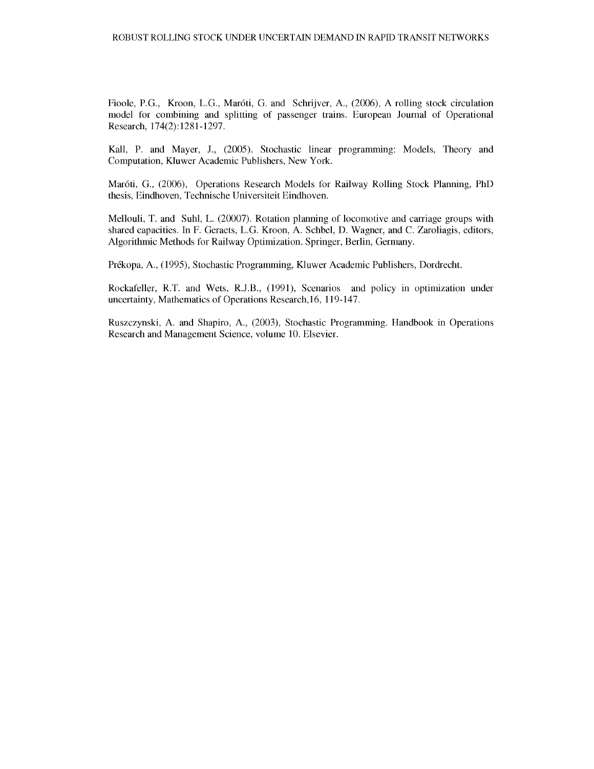Fioole, P.G., Kroon, L.G., Maróti, G. and Schrijver, A., (2006), A rolling stock circulation model for combining and splitting of passenger trains. European Journal of Operational Research, 174(2):1281-1297.

Kall, P. and Mayer, J., (2005). Stochastic linear programming: Models, Theory and Computation, Kluwer Academic Publishers, New York.

Maróti, G., (2006), Operations Research Models for Railway Rolling Stock Planning, PhD thesis, Eindhoven, Technische Universiteit Eindhoven.

Mellouli, T. and Suhl, L. (20007). Rotation planning of locomotive and carriage groups with shared capacities. In F. Geraets, L.G. Kroon, A. Schbel, D. Wagner, and C. Zaroliagis, editors, Algorithmic Methods for Railway Optimization. Springer, Berlin, Germany.

Prékopa, A., (1995), Stochastic Programming, Kluwer Academic Publishers, Dordrecht.

Rockafeller, R.T. and Wets, R.J.B., (1991), Scenarios and policy in optimization under uncertainty, Mathematics of Operations Research,16, 119-147.

Ruszczynski, A. and Shapiro, A., (2003), Stochastic Programming. Handbook in Operations Research and Management Science, volume 10. Elsevier.